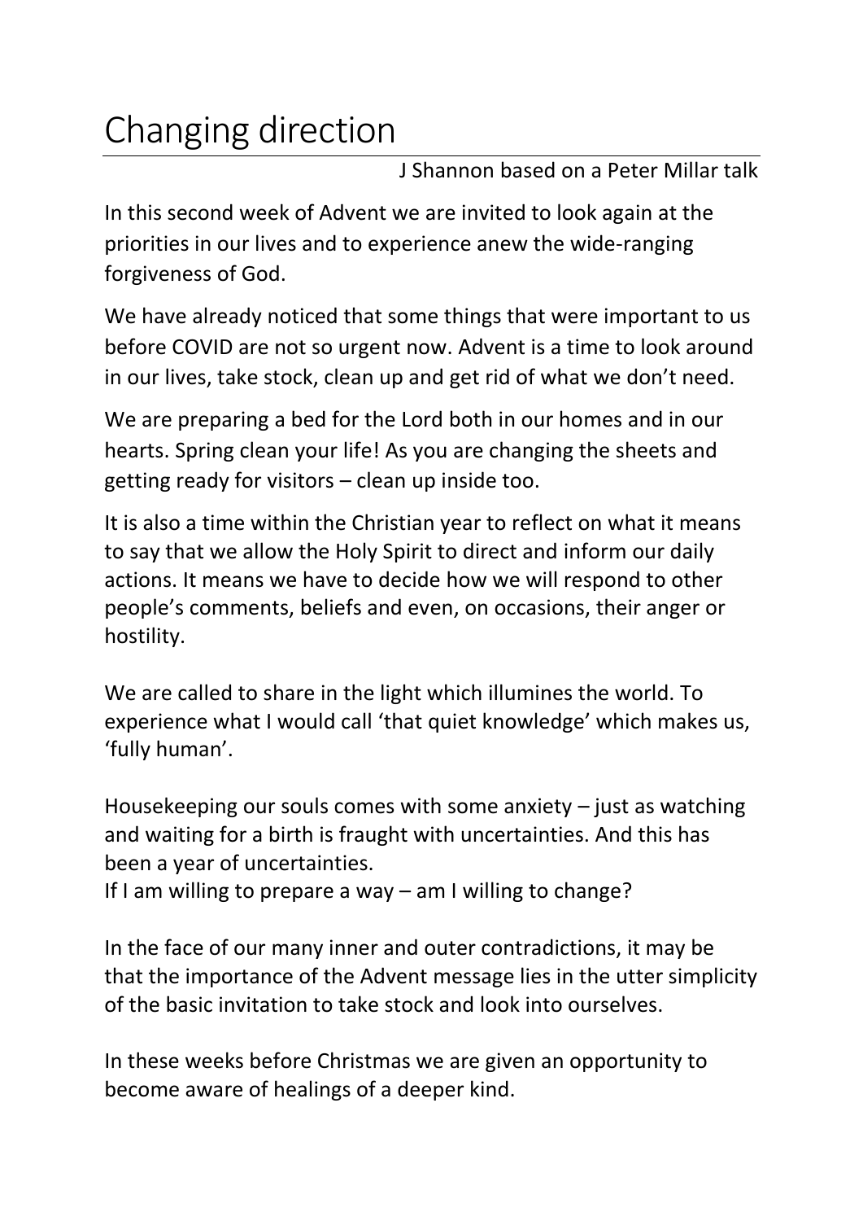# Changing direction

J Shannon based on a Peter Millar talk

In this second week of Advent we are invited to look again at the priorities in our lives and to experience anew the wide-ranging forgiveness of God.

We have already noticed that some things that were important to us before COVID are not so urgent now. Advent is a time to look around in our lives, take stock, clean up and get rid of what we don't need.

We are preparing a bed for the Lord both in our homes and in our hearts. Spring clean your life! As you are changing the sheets and getting ready for visitors – clean up inside too.

It is also a time within the Christian year to reflect on what it means to say that we allow the Holy Spirit to direct and inform our daily actions. It means we have to decide how we will respond to other people's comments, beliefs and even, on occasions, their anger or hostility.

We are called to share in the light which illumines the world. To experience what I would call 'that quiet knowledge' which makes us, 'fully human'.

Housekeeping our souls comes with some anxiety – just as watching and waiting for a birth is fraught with uncertainties. And this has been a year of uncertainties.
If I am willing to prepare a way – am I willing to change?

In the face of our many inner and outer contradictions, it may be that the importance of the Advent message lies in the utter simplicity of the basic invitation to take stock and look into ourselves.

In these weeks before Christmas we are given an opportunity to become aware of healings of a deeper kind.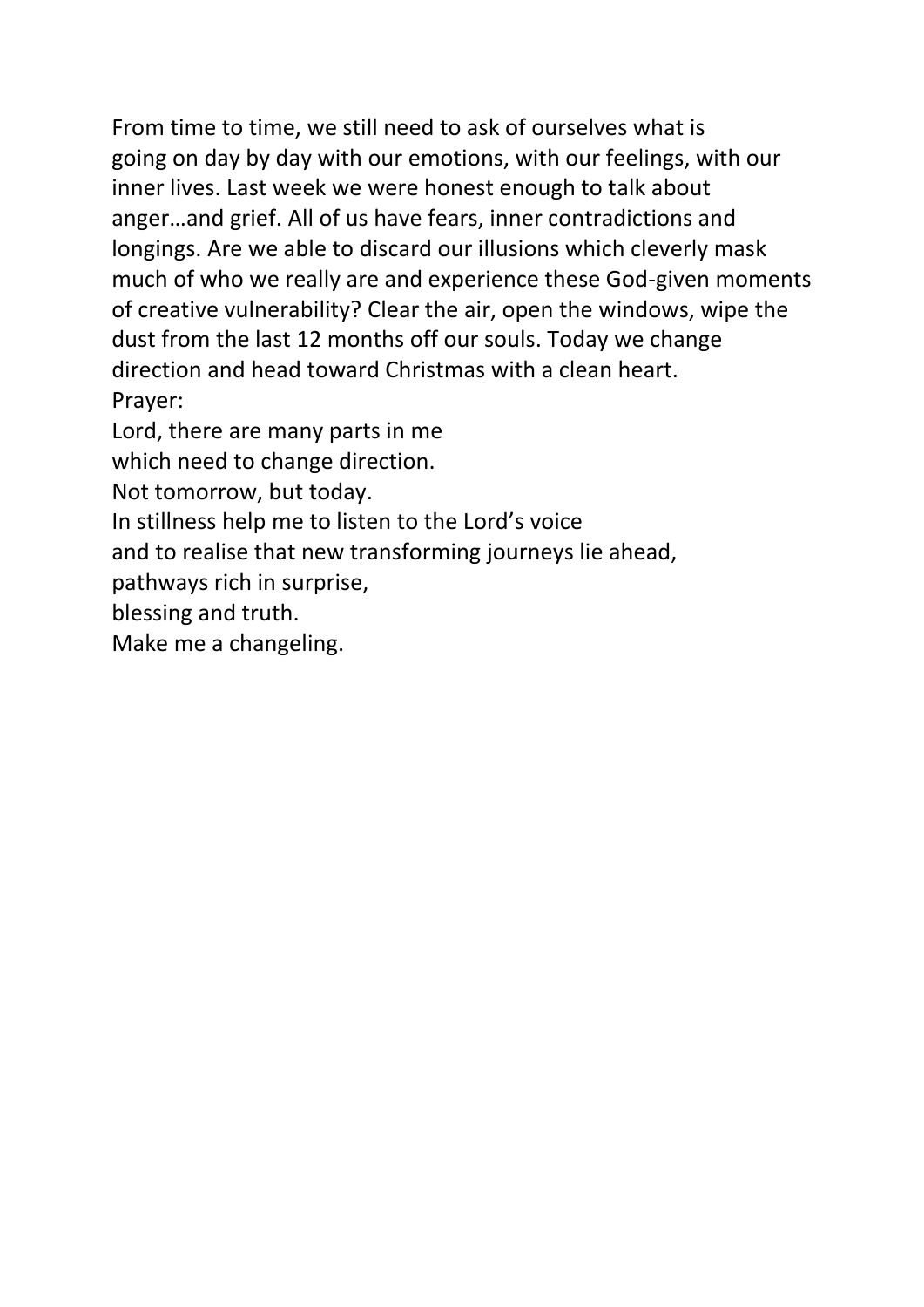From time to time, we still need to ask of ourselves what is going on day by day with our emotions, with our feelings, with our inner lives. Last week we were honest enough to talk about anger…and grief. All of us have fears, inner contradictions and longings. Are we able to discard our illusions which cleverly mask much of who we really are and experience these God-given moments of creative vulnerability? Clear the air, open the windows, wipe the dust from the last 12 months off our souls. Today we change direction and head toward Christmas with a clean heart.

Prayer:

Lord, there are many parts in me
which need to change direction.
Not tomorrow, but today.
In stillness help me to listen to the Lord's voice
and to realise that new transforming journeys lie ahead,
pathways rich in surprise,
blessing and truth.
Make me a changeling.